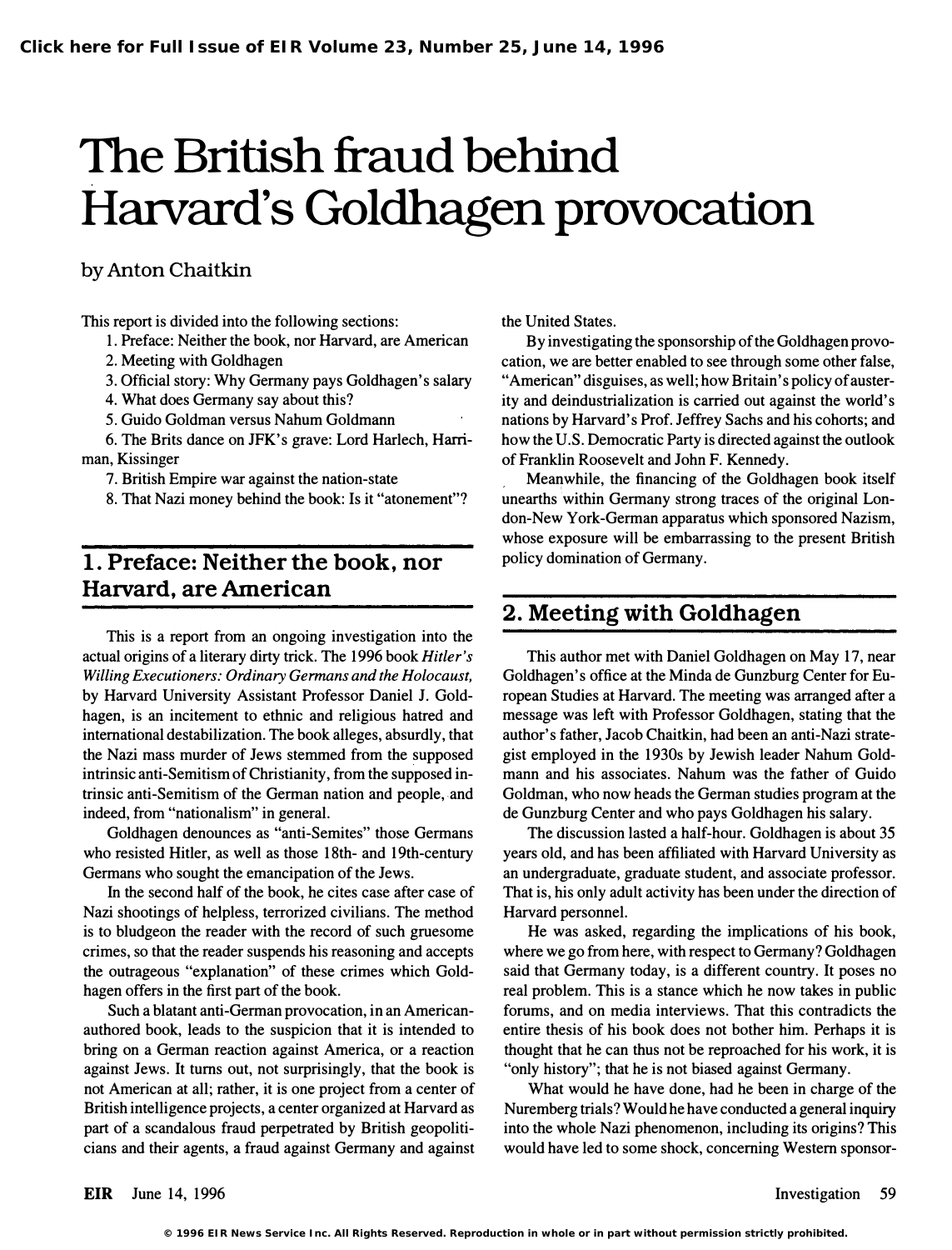# The British fraud behind Harvard's Goldhagen provocation

by Anton Chaitkin

This report is divided into the following sections:

1. Preface: Neither the book, nor Harvard, are American
2. Meeting with Goldhagen
3. Official story: Why Germany pays Goldhagen's salary
4. What does Germany say about this?
5. Guido Goldman versus Nahum Goldmann
6. The Brits dance on JFK's grave: Lord Harlech, Harriman, Kissinger
7. British Empire war against the nation-state
8. That Nazi money behind the book: Is it "atonement"?

## 1. Preface: Neither the book, nor Harvard, are American

This is a report from an ongoing investigation into the actual origins of a literary dirty trick. The 1996 book *Hitler's Willing Executioners: Ordinary Germans and the Holocaust,* by Harvard University Assistant Professor Daniel J. Goldhagen, is an incitement to ethnic and religious hatred and international destabilization. The book alleges, absurdly, that the Nazi mass murder of Jews stemmed from the supposed intrinsic anti-Semitism of Christianity, from the supposed intrinsic anti-Semitism of the German nation and people, and indeed, from "nationalism" in general.

Goldhagen denounces as "anti-Semites" those Germans who resisted Hitler, as well as those 18th- and 19th-century Germans who sought the emancipation of the Jews.

In the second half of the book, he cites case after case of Nazi shootings of helpless, terrorized civilians. The method is to bludgeon the reader with the record of such gruesome crimes, so that the reader suspends his reasoning and accepts the outrageous "explanation" of these crimes which Goldhagen offers in the first part of the book.

Such a blatant anti-German provocation, in an American-authored book, leads to the suspicion that it is intended to bring on a German reaction against America, or a reaction against Jews. It turns out, not surprisingly, that the book is not American at all; rather, it is one project from a center of British intelligence projects, a center organized at Harvard as part of a scandalous fraud perpetrated by British geopoliticians and their agents, a fraud against Germany and against the United States.

By investigating the sponsorship of the Goldhagen provocation, we are better enabled to see through some other false, "American" disguises, as well; how Britain's policy of austerity and deindustrialization is carried out against the world's nations by Harvard's Prof. Jeffrey Sachs and his cohorts; and how the U.S. Democratic Party is directed against the outlook of Franklin Roosevelt and John F. Kennedy.

Meanwhile, the financing of the Goldhagen book itself unearths within Germany strong traces of the original London-New York-German apparatus which sponsored Nazism, whose exposure will be embarrassing to the present British policy domination of Germany.

## 2. Meeting with Goldhagen

This author met with Daniel Goldhagen on May 17, near Goldhagen's office at the Minda de Gunzburg Center for European Studies at Harvard. The meeting was arranged after a message was left with Professor Goldhagen, stating that the author's father, Jacob Chaitkin, had been an anti-Nazi strategist employed in the 1930s by Jewish leader Nahum Goldmann and his associates. Nahum was the father of Guido Goldman, who now heads the German studies program at the de Gunzburg Center and who pays Goldhagen his salary.

The discussion lasted a half-hour. Goldhagen is about 35 years old, and has been affiliated with Harvard University as an undergraduate, graduate student, and associate professor. That is, his only adult activity has been under the direction of Harvard personnel.

He was asked, regarding the implications of his book, where we go from here, with respect to Germany? Goldhagen said that Germany today, is a different country. It poses no real problem. This is a stance which he now takes in public forums, and on media interviews. That this contradicts the entire thesis of his book does not bother him. Perhaps it is thought that he can thus not be reproached for his work, it is "only history"; that he is not biased against Germany.

What would he have done, had he been in charge of the Nuremberg trials? Would he have conducted a general inquiry into the whole Nazi phenomenon, including its origins? This would have led to some shock, concerning Western sponsor-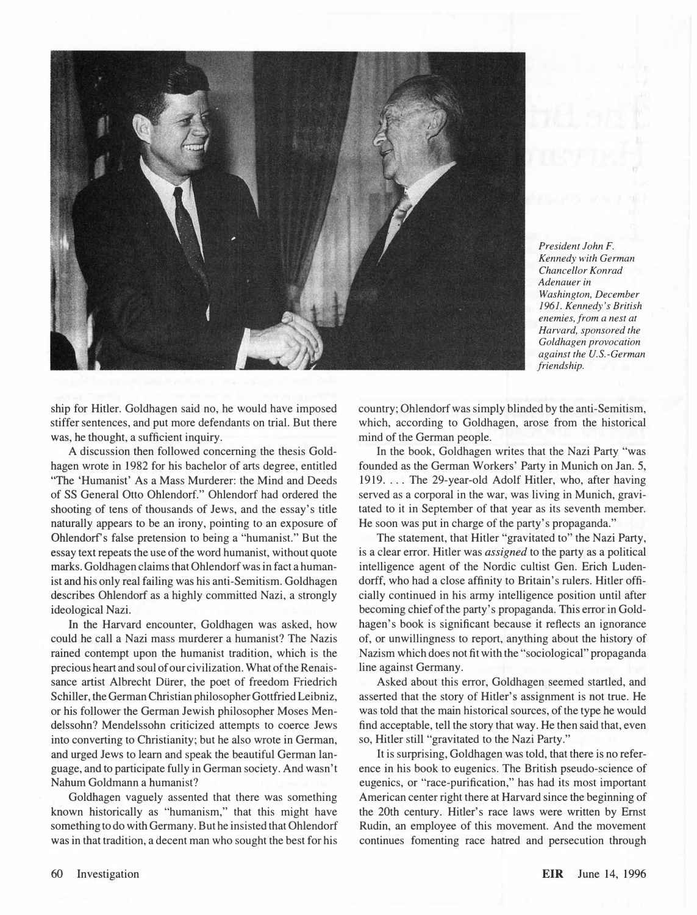*President John F. Kennedy with German Chancellor Konrad Adenauer in Washington, December 1961. Kennedy's British enemies, from a nest at Harvard, sponsored the Goldhagen provocation against the U.S.-German friendship.*

ship for Hitler. Goldhagen said no, he would have imposed stiffer sentences, and put more defendants on trial. But there was, he thought, a sufficient inquiry.

A discussion then followed concerning the thesis Goldhagen wrote in 1982 for his bachelor of arts degree, entitled "The 'Humanist' As a Mass Murderer: the Mind and Deeds of SS General Otto Ohlendorf." Ohlendorf had ordered the shooting of tens of thousands of Jews, and the essay's title naturally appears to be an irony, pointing to an exposure of Ohlendorf's false pretension to being a "humanist." But the essay text repeats the use of the word humanist, without quote marks. Goldhagen claims that Ohlendorf was in fact a humanist and his only real failing was his anti-Semitism. Goldhagen describes Ohlendorf as a highly committed Nazi, a strongly ideological Nazi.

In the Harvard encounter, Goldhagen was asked, how could he call a Nazi mass murderer a humanist? The Nazis rained contempt upon the humanist tradition, which is the precious heart and soul of our civilization. What of the Renaissance artist Albrecht Dürer, the poet of freedom Friedrich Schiller, the German Christian philosopher Gottfried Leibniz, or his follower the German Jewish philosopher Moses Mendelssohn? Mendelssohn criticized attempts to coerce Jews into converting to Christianity; but he also wrote in German, and urged Jews to learn and speak the beautiful German language, and to participate fully in German society. And wasn't Nahum Goldmann a humanist?

Goldhagen vaguely assented that there was something known historically as "humanism," that this might have something to do with Germany. But he insisted that Ohlendorf was in that tradition, a decent man who sought the best for his country; Ohlendorf was simply blinded by the anti-Semitism, which, according to Goldhagen, arose from the historical mind of the German people.

In the book, Goldhagen writes that the Nazi Party "was founded as the German Workers' Party in Munich on Jan. 5, 1919. . . . The 29-year-old Adolf Hitler, who, after having served as a corporal in the war, was living in Munich, gravitated to it in September of that year as its seventh member. He soon was put in charge of the party's propaganda."

The statement, that Hitler "gravitated to" the Nazi Party, is a clear error. Hitler was *assigned* to the party as a political intelligence agent of the Nordic cultist Gen. Erich Ludendorff, who had a close affinity to Britain's rulers. Hitler officially continued in his army intelligence position until after becoming chief of the party's propaganda. This error in Goldhagen's book is significant because it reflects an ignorance of, or unwillingness to report, anything about the history of Nazism which does not fit with the "sociological" propaganda line against Germany.

Asked about this error, Goldhagen seemed startled, and asserted that the story of Hitler's assignment is not true. He was told that the main historical sources, of the type he would find acceptable, tell the story that way. He then said that, even so, Hitler still "gravitated to the Nazi Party."

It is surprising, Goldhagen was told, that there is no reference in his book to eugenics. The British pseudo-science of eugenics, or "race-purification," has had its most important American center right there at Harvard since the beginning of the 20th century. Hitler's race laws were written by Ernst Rudin, an employee of this movement. And the movement continues fomenting race hatred and persecution through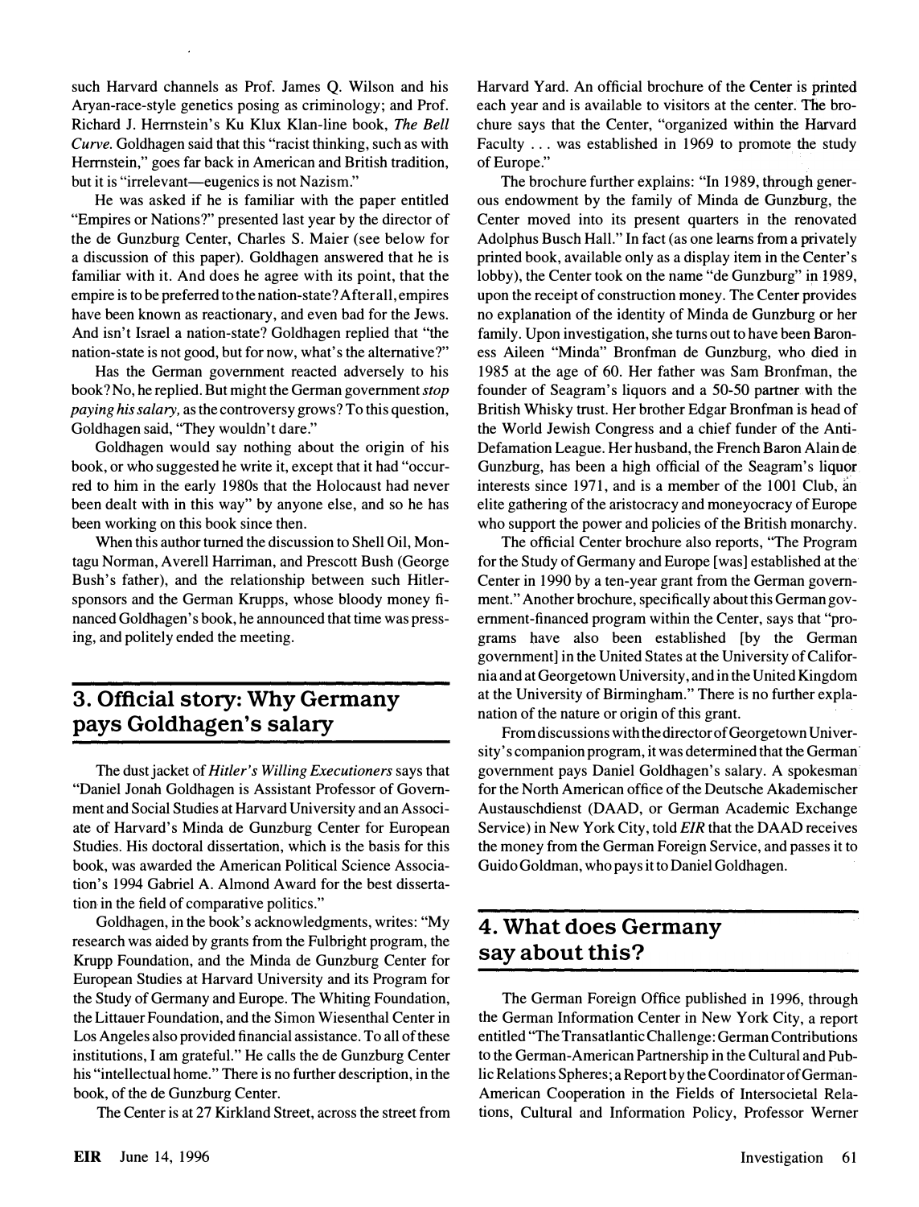such Harvard channels as Prof. James Q. Wilson and his Aryan-race-style genetics posing as criminology; and Prof. Richard J. Herrnstein's Ku Klux Klan-line book, *The Bell Curve*. Goldhagen said that this "racist thinking, such as with Herrnstein," goes far back in American and British tradition, but it is "irrelevant—eugenics is not Nazism."

He was asked if he is familiar with the paper entitled "Empires or Nations?" presented last year by the director of the de Gunzburg Center, Charles S. Maier (see below for a discussion of this paper). Goldhagen answered that he is familiar with it. And does he agree with its point, that the empire is to be preferred to the nation-state? After all, empires have been known as reactionary, and even bad for the Jews. And isn't Israel a nation-state? Goldhagen replied that "the nation-state is not good, but for now, what's the alternative?"

Has the German government reacted adversely to his book? No, he replied. But might the German government *stop paying his salary*, as the controversy grows? To this question, Goldhagen said, "They wouldn't dare."

Goldhagen would say nothing about the origin of his book, or who suggested he write it, except that it had "occurred to him in the early 1980s that the Holocaust had never been dealt with in this way" by anyone else, and so he has been working on this book since then.

When this author turned the discussion to Shell Oil, Montagu Norman, Averell Harriman, and Prescott Bush (George Bush's father), and the relationship between such Hitler-sponsors and the German Krupps, whose bloody money financed Goldhagen's book, he announced that time was pressing, and politely ended the meeting.

## 3. Official story: Why Germany pays Goldhagen's salary

The dust jacket of *Hitler's Willing Executioners* says that "Daniel Jonah Goldhagen is Assistant Professor of Government and Social Studies at Harvard University and an Associate of Harvard's Minda de Gunzburg Center for European Studies. His doctoral dissertation, which is the basis for this book, was awarded the American Political Science Association's 1994 Gabriel A. Almond Award for the best dissertation in the field of comparative politics."

Goldhagen, in the book's acknowledgments, writes: "My research was aided by grants from the Fulbright program, the Krupp Foundation, and the Minda de Gunzburg Center for European Studies at Harvard University and its Program for the Study of Germany and Europe. The Whiting Foundation, the Littauer Foundation, and the Simon Wiesenthal Center in Los Angeles also provided financial assistance. To all of these institutions, I am grateful." He calls the de Gunzburg Center his "intellectual home." There is no further description, in the book, of the de Gunzburg Center.

The Center is at 27 Kirkland Street, across the street from Harvard Yard. An official brochure of the Center is printed each year and is available to visitors at the center. The brochure says that the Center, "organized within the Harvard Faculty . . . was established in 1969 to promote the study of Europe."

The brochure further explains: "In 1989, through generous endowment by the family of Minda de Gunzburg, the Center moved into its present quarters in the renovated Adolphus Busch Hall." In fact (as one learns from a privately printed book, available only as a display item in the Center's lobby), the Center took on the name "de Gunzburg" in 1989, upon the receipt of construction money. The Center provides no explanation of the identity of Minda de Gunzburg or her family. Upon investigation, she turns out to have been Baroness Aileen "Minda" Bronfman de Gunzburg, who died in 1985 at the age of 60. Her father was Sam Bronfman, the founder of Seagram's liquors and a 50-50 partner with the British Whisky trust. Her brother Edgar Bronfman is head of the World Jewish Congress and a chief funder of the Anti-Defamation League. Her husband, the French Baron Alain de Gunzburg, has been a high official of the Seagram's liquor interests since 1971, and is a member of the 1001 Club, an elite gathering of the aristocracy and moneyocracy of Europe who support the power and policies of the British monarchy.

The official Center brochure also reports, "The Program for the Study of Germany and Europe [was] established at the Center in 1990 by a ten-year grant from the German government." Another brochure, specifically about this German government-financed program within the Center, says that "programs have also been established [by the German government] in the United States at the University of California and at Georgetown University, and in the United Kingdom at the University of Birmingham." There is no further explanation of the nature or origin of this grant.

From discussions with the director of Georgetown University's companion program, it was determined that the German government pays Daniel Goldhagen's salary. A spokesman for the North American office of the Deutsche Akademischer Austauschdienst (DAAD, or German Academic Exchange Service) in New York City, told *EIR* that the DAAD receives the money from the German Foreign Service, and passes it to Guido Goldman, who pays it to Daniel Goldhagen.

## 4. What does Germany say about this?

The German Foreign Office published in 1996, through the German Information Center in New York City, a report entitled "The Transatlantic Challenge: German Contributions to the German-American Partnership in the Cultural and Public Relations Spheres; a Report by the Coordinator of German-American Cooperation in the Fields of Intersocietal Relations, Cultural and Information Policy, Professor Werner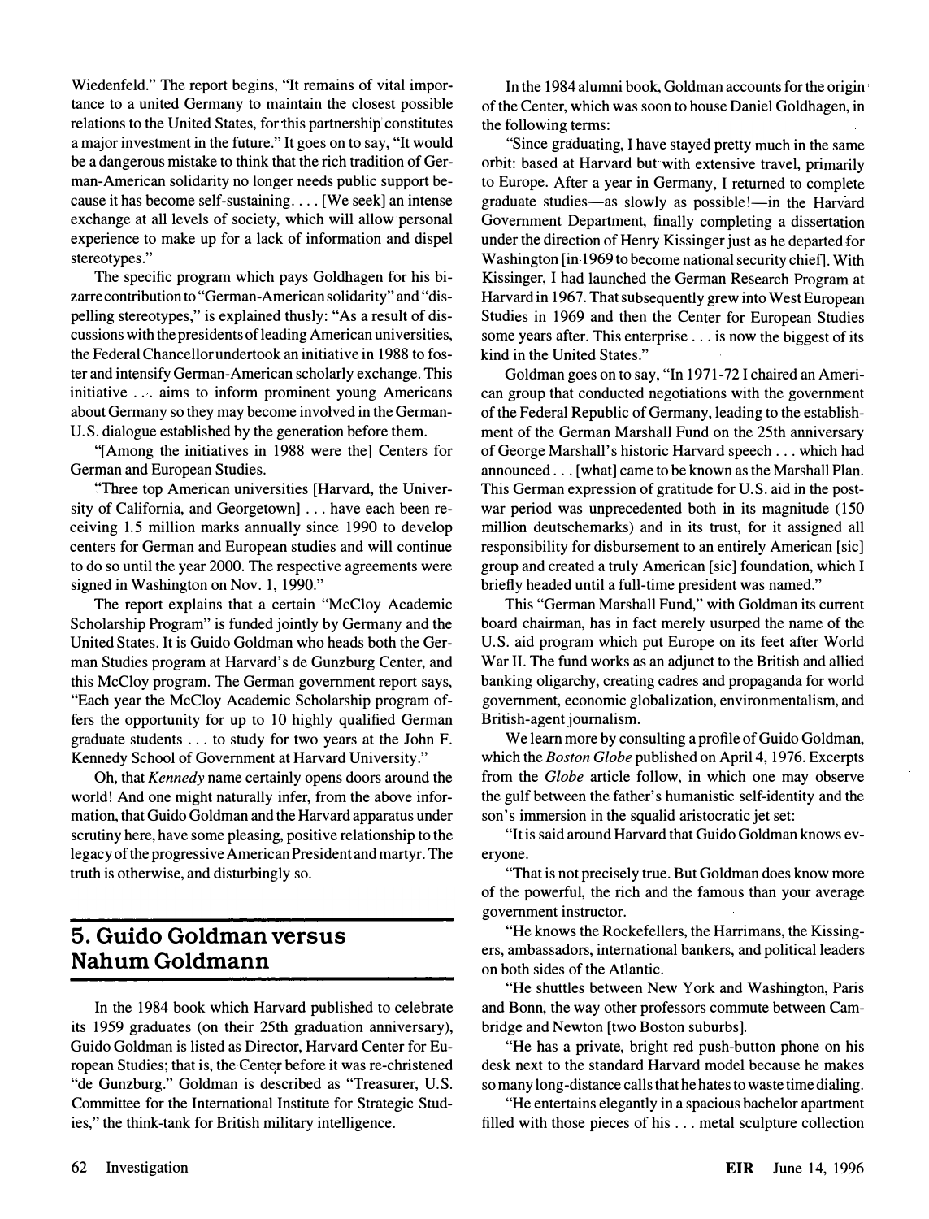Wiedenfeld." The report begins, "It remains of vital importance to a united Germany to maintain the closest possible relations to the United States, for this partnership constitutes a major investment in the future." It goes on to say, "It would be a dangerous mistake to think that the rich tradition of German-American solidarity no longer needs public support because it has become self-sustaining. . . . [We seek] an intense exchange at all levels of society, which will allow personal experience to make up for a lack of information and dispel stereotypes."

The specific program which pays Goldhagen for his bizarre contribution to "German-American solidarity" and "dispelling stereotypes," is explained thusly: "As a result of discussions with the presidents of leading American universities, the Federal Chancellor undertook an initiative in 1988 to foster and intensify German-American scholarly exchange. This initiative . . . aims to inform prominent young Americans about Germany so they may become involved in the German-U.S. dialogue established by the generation before them.

"[Among the initiatives in 1988 were the] Centers for German and European Studies.

"Three top American universities [Harvard, the University of California, and Georgetown] . . . have each been receiving 1.5 million marks annually since 1990 to develop centers for German and European studies and will continue to do so until the year 2000. The respective agreements were signed in Washington on Nov. 1, 1990."

The report explains that a certain "McCloy Academic Scholarship Program" is funded jointly by Germany and the United States. It is Guido Goldman who heads both the German Studies program at Harvard's de Gunzburg Center, and this McCloy program. The German government report says, "Each year the McCloy Academic Scholarship program offers the opportunity for up to 10 highly qualified German graduate students . . . to study for two years at the John F. Kennedy School of Government at Harvard University."

Oh, that *Kennedy* name certainly opens doors around the world! And one might naturally infer, from the above information, that Guido Goldman and the Harvard apparatus under scrutiny here, have some pleasing, positive relationship to the legacy of the progressive American President and martyr. The truth is otherwise, and disturbingly so.

## 5. Guido Goldman versus Nahum Goldmann

In the 1984 book which Harvard published to celebrate its 1959 graduates (on their 25th graduation anniversary), Guido Goldman is listed as Director, Harvard Center for European Studies; that is, the Center before it was re-christened "de Gunzburg." Goldman is described as "Treasurer, U.S. Committee for the International Institute for Strategic Studies," the think-tank for British military intelligence.

In the 1984 alumni book, Goldman accounts for the origin of the Center, which was soon to house Daniel Goldhagen, in the following terms:

"Since graduating, I have stayed pretty much in the same orbit: based at Harvard but with extensive travel, primarily to Europe. After a year in Germany, I returned to complete graduate studies—as slowly as possible!—in the Harvard Government Department, finally completing a dissertation under the direction of Henry Kissinger just as he departed for Washington [in 1969 to become national security chief]. With Kissinger, I had launched the German Research Program at Harvard in 1967. That subsequently grew into West European Studies in 1969 and then the Center for European Studies some years after. This enterprise . . . is now the biggest of its kind in the United States."

Goldman goes on to say, "In 1971-72 I chaired an American group that conducted negotiations with the government of the Federal Republic of Germany, leading to the establishment of the German Marshall Fund on the 25th anniversary of George Marshall's historic Harvard speech . . . which had announced . . . [what] came to be known as the Marshall Plan. This German expression of gratitude for U.S. aid in the post-war period was unprecedented both in its magnitude (150 million deutschemarks) and in its trust, for it assigned all responsibility for disbursement to an entirely American [sic] group and created a truly American [sic] foundation, which I briefly headed until a full-time president was named."

This "German Marshall Fund," with Goldman its current board chairman, has in fact merely usurped the name of the U.S. aid program which put Europe on its feet after World War II. The fund works as an adjunct to the British and allied banking oligarchy, creating cadres and propaganda for world government, economic globalization, environmentalism, and British-agent journalism.

We learn more by consulting a profile of Guido Goldman, which the *Boston Globe* published on April 4, 1976. Excerpts from the *Globe* article follow, in which one may observe the gulf between the father's humanistic self-identity and the son's immersion in the squalid aristocratic jet set:

"It is said around Harvard that Guido Goldman knows everyone.

"That is not precisely true. But Goldman does know more of the powerful, the rich and the famous than your average government instructor.

"He knows the Rockefellers, the Harrimans, the Kissingers, ambassadors, international bankers, and political leaders on both sides of the Atlantic.

"He shuttles between New York and Washington, Paris and Bonn, the way other professors commute between Cambridge and Newton [two Boston suburbs].

"He has a private, bright red push-button phone on his desk next to the standard Harvard model because he makes so many long-distance calls that he hates to waste time dialing.

"He entertains elegantly in a spacious bachelor apartment filled with those pieces of his . . . metal sculpture collection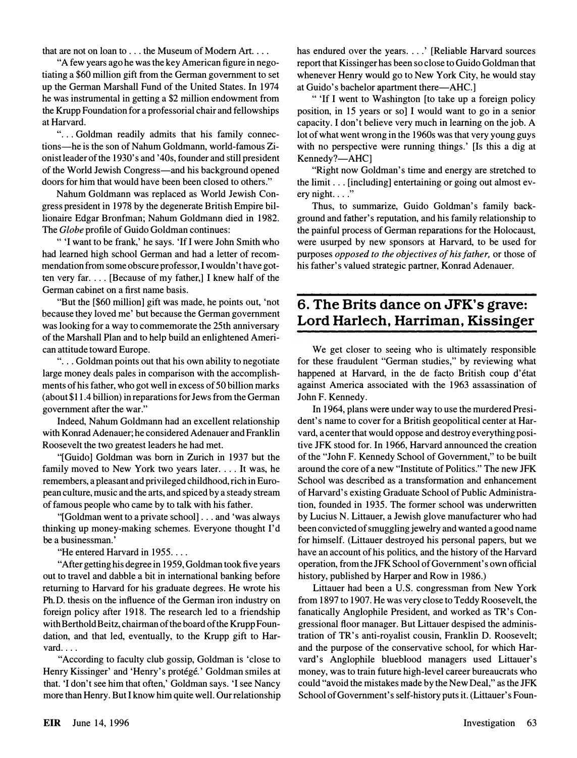that are not on loan to . . . the Museum of Modern Art. . . .

"A few years ago he was the key American figure in negotiating a $60 million gift from the German government to set up the German Marshall Fund of the United States. In 1974 he was instrumental in getting a $2 million endowment from the Krupp Foundation for a professorial chair and fellowships at Harvard.

". . . Goldman readily admits that his family connections—he is the son of Nahum Goldmann, world-famous Zionist leader of the 1930's and '40s, founder and still president of the World Jewish Congress—and his background opened doors for him that would have been been closed to others."

Nahum Goldmann was replaced as World Jewish Congress president in 1978 by the degenerate British Empire billionaire Edgar Bronfman; Nahum Goldmann died in 1982. The *Globe* profile of Guido Goldman continues:

" 'I want to be frank,' he says. 'If I were John Smith who had learned high school German and had a letter of recommendation from some obscure professor, I wouldn't have gotten very far. . . . [Because of my father,] I knew half of the German cabinet on a first name basis.

"But the [$60 million] gift was made, he points out, 'not because they loved me' but because the German government was looking for a way to commemorate the 25th anniversary of the Marshall Plan and to help build an enlightened American attitude toward Europe.

". . . Goldman points out that his own ability to negotiate large money deals pales in comparison with the accomplishments of his father, who got well in excess of 50 billion marks (about $11.4 billion) in reparations for Jews from the German government after the war."

Indeed, Nahum Goldmann had an excellent relationship with Konrad Adenauer; he considered Adenauer and Franklin Roosevelt the two greatest leaders he had met.

"[Guido] Goldman was born in Zurich in 1937 but the family moved to New York two years later. . . . It was, he remembers, a pleasant and privileged childhood, rich in European culture, music and the arts, and spiced by a steady stream of famous people who came by to talk with his father.

"[Goldman went to a private school] . . . and 'was always thinking up money-making schemes. Everyone thought I'd be a businessman.'

"He entered Harvard in 1955. . . .

"After getting his degree in 1959, Goldman took five years out to travel and dabble a bit in international banking before returning to Harvard for his graduate degrees. He wrote his Ph.D. thesis on the influence of the German iron industry on foreign policy after 1918. The research led to a friendship with Berthold Beitz, chairman of the board of the Krupp Foundation, and that led, eventually, to the Krupp gift to Harvard. . . .

"According to faculty club gossip, Goldman is 'close to Henry Kissinger' and 'Henry's protégé.' Goldman smiles at that. 'I don't see him that often,' Goldman says. 'I see Nancy more than Henry. But I know him quite well. Our relationship has endured over the years. . . .' [Reliable Harvard sources report that Kissinger has been so close to Guido Goldman that whenever Henry would go to New York City, he would stay at Guido's bachelor apartment there—AHC.]

" 'If I went to Washington [to take up a foreign policy position, in 15 years or so] I would want to go in a senior capacity. I don't believe very much in learning on the job. A lot of what went wrong in the 1960s was that very young guys with no perspective were running things.' [Is this a dig at Kennedy?—AHC]

"Right now Goldman's time and energy are stretched to the limit . . . [including] entertaining or going out almost every night. . . ."

Thus, to summarize, Guido Goldman's family background and father's reputation, and his family relationship to the painful process of German reparations for the Holocaust, were usurped by new sponsors at Harvard, to be used for purposes *opposed to the objectives of his father,* or those of his father's valued strategic partner, Konrad Adenauer.

## 6. The Brits dance on JFK's grave: Lord Harlech, Harriman, Kissinger

We get closer to seeing who is ultimately responsible for these fraudulent "German studies," by reviewing what happened at Harvard, in the de facto British coup d'état against America associated with the 1963 assassination of John F. Kennedy.

In 1964, plans were under way to use the murdered President's name to cover for a British geopolitical center at Harvard, a center that would oppose and destroy everything positive JFK stood for. In 1966, Harvard announced the creation of the "John F. Kennedy School of Government," to be built around the core of a new "Institute of Politics." The new JFK School was described as a transformation and enhancement of Harvard's existing Graduate School of Public Administration, founded in 1935. The former school was underwritten by Lucius N. Littauer, a Jewish glove manufacturer who had been convicted of smuggling jewelry and wanted a good name for himself. (Littauer destroyed his personal papers, but we have an account of his politics, and the history of the Harvard operation, from the JFK School of Government's own official history, published by Harper and Row in 1986.)

Littauer had been a U.S. congressman from New York from 1897 to 1907. He was very close to Teddy Roosevelt, the fanatically Anglophile President, and worked as TR's Congressional floor manager. But Littauer despised the administration of TR's anti-royalist cousin, Franklin D. Roosevelt; and the purpose of the conservative school, for which Harvard's Anglophile blueblood managers used Littauer's money, was to train future high-level career bureaucrats who could "avoid the mistakes made by the New Deal," as the JFK School of Government's self-history puts it. (Littauer's Foun-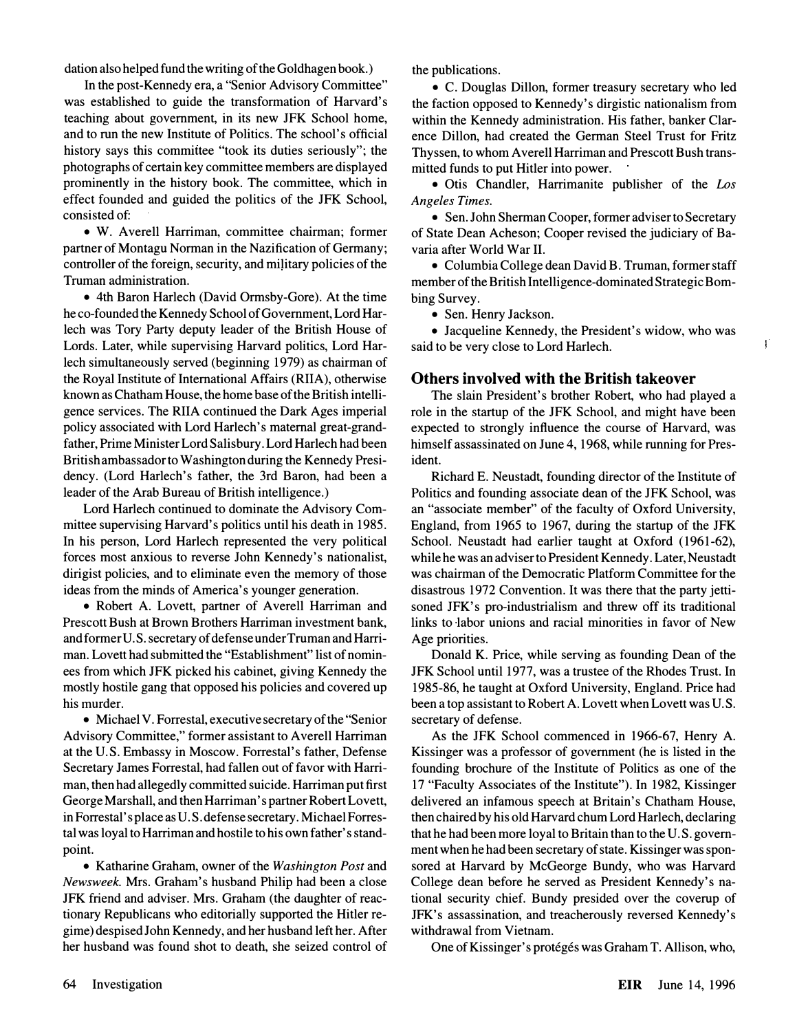dation also helped fund the writing of the Goldhagen book.)

In the post-Kennedy era, a "Senior Advisory Committee" was established to guide the transformation of Harvard's teaching about government, in its new JFK School home, and to run the new Institute of Politics. The school's official history says this committee "took its duties seriously"; the photographs of certain key committee members are displayed prominently in the history book. The committee, which in effect founded and guided the politics of the JFK School, consisted of:

- W. Averell Harriman, committee chairman; former partner of Montagu Norman in the Nazification of Germany; controller of the foreign, security, and military policies of the Truman administration.
- 4th Baron Harlech (David Ormsby-Gore). At the time he co-founded the Kennedy School of Government, Lord Harlech was Tory Party deputy leader of the British House of Lords. Later, while supervising Harvard politics, Lord Harlech simultaneously served (beginning 1979) as chairman of the Royal Institute of International Affairs (RIIA), otherwise known as Chatham House, the home base of the British intelligence services. The RIIA continued the Dark Ages imperial policy associated with Lord Harlech's maternal great-grandfather, Prime Minister Lord Salisbury. Lord Harlech had been British ambassador to Washington during the Kennedy Presidency. (Lord Harlech's father, the 3rd Baron, had been a leader of the Arab Bureau of British intelligence.)

Lord Harlech continued to dominate the Advisory Committee supervising Harvard's politics until his death in 1985. In his person, Lord Harlech represented the very political forces most anxious to reverse John Kennedy's nationalist, dirigist policies, and to eliminate even the memory of those ideas from the minds of America's younger generation.

- Robert A. Lovett, partner of Averell Harriman and Prescott Bush at Brown Brothers Harriman investment bank, and former U.S. secretary of defense under Truman and Harriman. Lovett had submitted the "Establishment" list of nominees from which JFK picked his cabinet, giving Kennedy the mostly hostile gang that opposed his policies and covered up his murder.
- Michael V. Forrestal, executive secretary of the "Senior Advisory Committee," former assistant to Averell Harriman at the U.S. Embassy in Moscow. Forrestal's father, Defense Secretary James Forrestal, had fallen out of favor with Harriman, then had allegedly committed suicide. Harriman put first George Marshall, and then Harriman's partner Robert Lovett, in Forrestal's place as U.S. defense secretary. Michael Forrestal was loyal to Harriman and hostile to his own father's standpoint.
- Katharine Graham, owner of the *Washington Post* and *Newsweek*. Mrs. Graham's husband Philip had been a close JFK friend and adviser. Mrs. Graham (the daughter of reactionary Republicans who editorially supported the Hitler regime) despised John Kennedy, and her husband left her. After her husband was found shot to death, she seized control of the publications.
- C. Douglas Dillon, former treasury secretary who led the faction opposed to Kennedy's dirgistic nationalism from within the Kennedy administration. His father, banker Clarence Dillon, had created the German Steel Trust for Fritz Thyssen, to whom Averell Harriman and Prescott Bush transmitted funds to put Hitler into power.
- Otis Chandler, Harrimanite publisher of the *Los Angeles Times*.
- Sen. John Sherman Cooper, former adviser to Secretary of State Dean Acheson; Cooper revised the judiciary of Bavaria after World War II.
- Columbia College dean David B. Truman, former staff member of the British Intelligence-dominated Strategic Bombing Survey.
- Sen. Henry Jackson.
- Jacqueline Kennedy, the President's widow, who was said to be very close to Lord Harlech.

## Others involved with the British takeover

The slain President's brother Robert, who had played a role in the startup of the JFK School, and might have been expected to strongly influence the course of Harvard, was himself assassinated on June 4, 1968, while running for President.

Richard E. Neustadt, founding director of the Institute of Politics and founding associate dean of the JFK School, was an "associate member" of the faculty of Oxford University, England, from 1965 to 1967, during the startup of the JFK School. Neustadt had earlier taught at Oxford (1961-62), while he was an adviser to President Kennedy. Later, Neustadt was chairman of the Democratic Platform Committee for the disastrous 1972 Convention. It was there that the party jettisoned JFK's pro-industrialism and threw off its traditional links to labor unions and racial minorities in favor of New Age priorities.

Donald K. Price, while serving as founding Dean of the JFK School until 1977, was a trustee of the Rhodes Trust. In 1985-86, he taught at Oxford University, England. Price had been a top assistant to Robert A. Lovett when Lovett was U.S. secretary of defense.

As the JFK School commenced in 1966-67, Henry A. Kissinger was a professor of government (he is listed in the founding brochure of the Institute of Politics as one of the 17 "Faculty Associates of the Institute"). In 1982, Kissinger delivered an infamous speech at Britain's Chatham House, then chaired by his old Harvard chum Lord Harlech, declaring that he had been more loyal to Britain than to the U.S. government when he had been secretary of state. Kissinger was sponsored at Harvard by McGeorge Bundy, who was Harvard College dean before he served as President Kennedy's national security chief. Bundy presided over the coverup of JFK's assassination, and treacherously reversed Kennedy's withdrawal from Vietnam.

One of Kissinger's protégés was Graham T. Allison, who,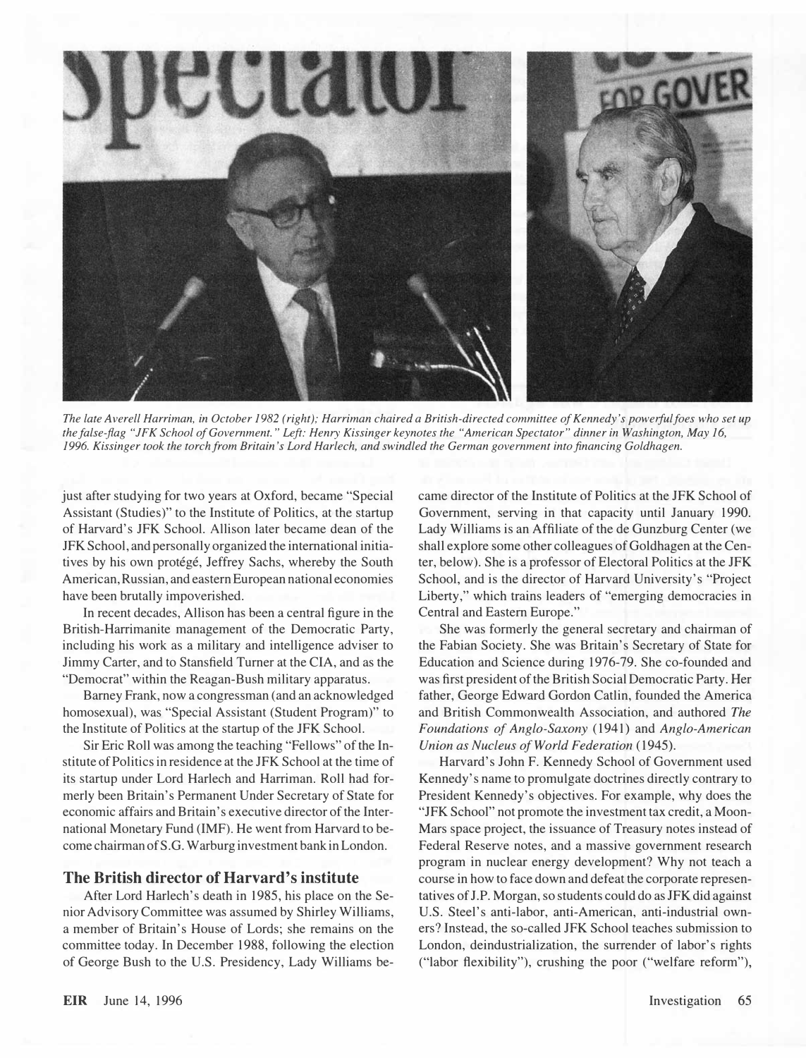*The late Averell Harriman, in October 1982 (right); Harriman chaired a British-directed committee of Kennedy's powerful foes who set up the false-flag "JFK School of Government." Left: Henry Kissinger keynotes the "American Spectator" dinner in Washington, May 16, 1996. Kissinger took the torch from Britain's Lord Harlech, and swindled the German government into financing Goldhagen.*

just after studying for two years at Oxford, became "Special Assistant (Studies)" to the Institute of Politics, at the startup of Harvard's JFK School. Allison later became dean of the JFK School, and personally organized the international initiatives by his own protégé, Jeffrey Sachs, whereby the South American, Russian, and eastern European national economies have been brutally impoverished.

In recent decades, Allison has been a central figure in the British-Harrimanite management of the Democratic Party, including his work as a military and intelligence adviser to Jimmy Carter, and to Stansfield Turner at the CIA, and as the "Democrat" within the Reagan-Bush military apparatus.

Barney Frank, now a congressman (and an acknowledged homosexual), was "Special Assistant (Student Program)" to the Institute of Politics at the startup of the JFK School.

Sir Eric Roll was among the teaching "Fellows" of the Institute of Politics in residence at the JFK School at the time of its startup under Lord Harlech and Harriman. Roll had formerly been Britain's Permanent Under Secretary of State for economic affairs and Britain's executive director of the International Monetary Fund (IMF). He went from Harvard to become chairman of S.G. Warburg investment bank in London.

## The British director of Harvard's institute

After Lord Harlech's death in 1985, his place on the Senior Advisory Committee was assumed by Shirley Williams, a member of Britain's House of Lords; she remains on the committee today. In December 1988, following the election of George Bush to the U.S. Presidency, Lady Williams became director of the Institute of Politics at the JFK School of Government, serving in that capacity until January 1990. Lady Williams is an Affiliate of the de Gunzburg Center (we shall explore some other colleagues of Goldhagen at the Center, below). She is a professor of Electoral Politics at the JFK School, and is the director of Harvard University's "Project Liberty," which trains leaders of "emerging democracies in Central and Eastern Europe."

She was formerly the general secretary and chairman of the Fabian Society. She was Britain's Secretary of State for Education and Science during 1976-79. She co-founded and was first president of the British Social Democratic Party. Her father, George Edward Gordon Catlin, founded the America and British Commonwealth Association, and authored *The Foundations of Anglo-Saxony* (1941) and *Anglo-American Union as Nucleus of World Federation* (1945).

Harvard's John F. Kennedy School of Government used Kennedy's name to promulgate doctrines directly contrary to President Kennedy's objectives. For example, why does the "JFK School" not promote the investment tax credit, a Moon-Mars space project, the issuance of Treasury notes instead of Federal Reserve notes, and a massive government research program in nuclear energy development? Why not teach a course in how to face down and defeat the corporate representatives of J.P. Morgan, so students could do as JFK did against U.S. Steel's anti-labor, anti-American, anti-industrial owners? Instead, the so-called JFK School teaches submission to London, deindustrialization, the surrender of labor's rights ("labor flexibility"), crushing the poor ("welfare reform"),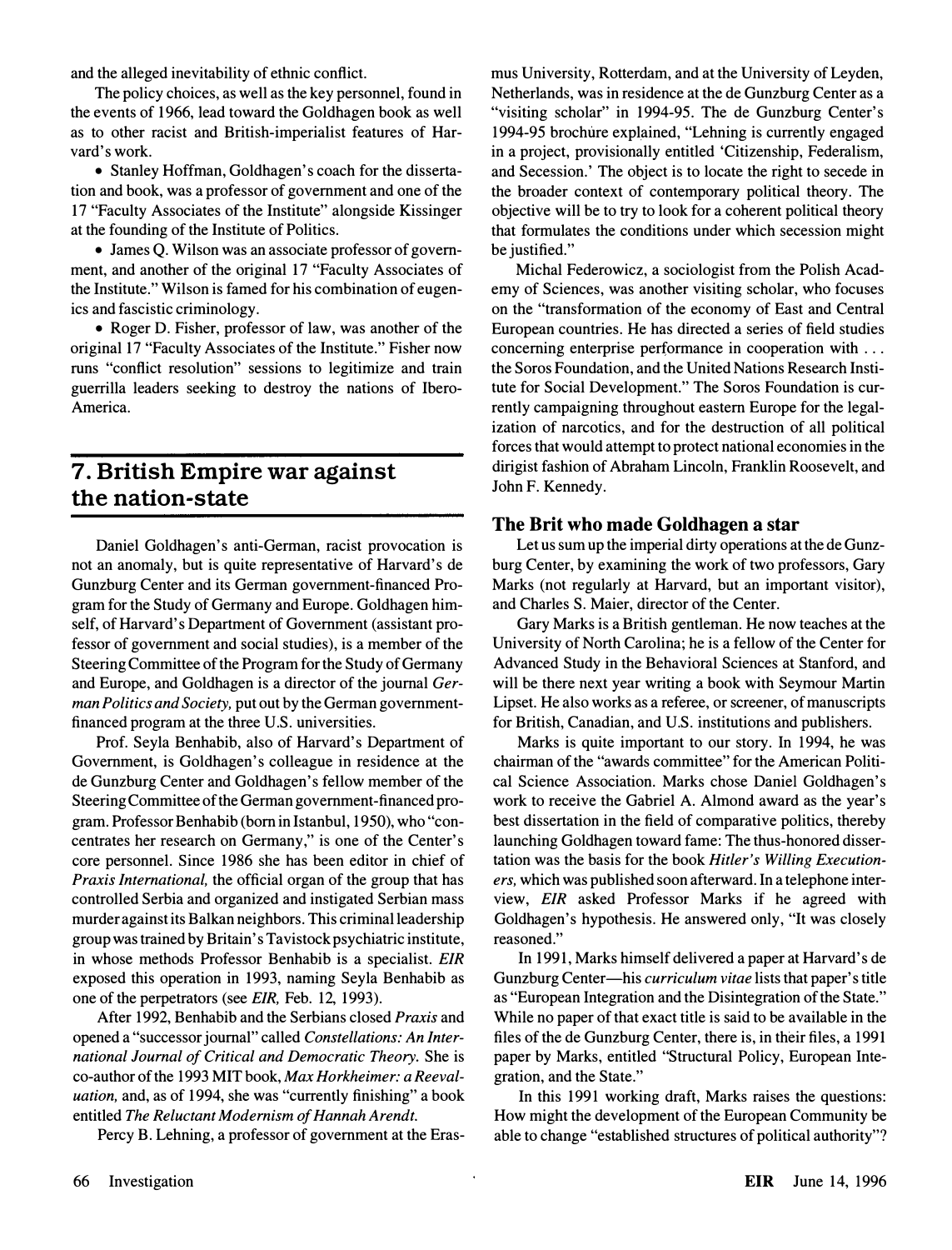and the alleged inevitability of ethnic conflict.

The policy choices, as well as the key personnel, found in the events of 1966, lead toward the Goldhagen book as well as to other racist and British-imperialist features of Harvard's work.

- Stanley Hoffman, Goldhagen's coach for the dissertation and book, was a professor of government and one of the 17 "Faculty Associates of the Institute" alongside Kissinger at the founding of the Institute of Politics.
- James Q. Wilson was an associate professor of government, and another of the original 17 "Faculty Associates of the Institute." Wilson is famed for his combination of eugenics and fascistic criminology.
- Roger D. Fisher, professor of law, was another of the original 17 "Faculty Associates of the Institute." Fisher now runs "conflict resolution" sessions to legitimize and train guerrilla leaders seeking to destroy the nations of Ibero-America.

## 7. British Empire war against the nation-state

Daniel Goldhagen's anti-German, racist provocation is not an anomaly, but is quite representative of Harvard's de Gunzburg Center and its German government-financed Program for the Study of Germany and Europe. Goldhagen himself, of Harvard's Department of Government (assistant professor of government and social studies), is a member of the Steering Committee of the Program for the Study of Germany and Europe, and Goldhagen is a director of the journal *German Politics and Society,* put out by the German government-financed program at the three U.S. universities.

Prof. Seyla Benhabib, also of Harvard's Department of Government, is Goldhagen's colleague in residence at the de Gunzburg Center and Goldhagen's fellow member of the Steering Committee of the German government-financed program. Professor Benhabib (born in Istanbul, 1950), who "concentrates her research on Germany," is one of the Center's core personnel. Since 1986 she has been editor in chief of *Praxis International,* the official organ of the group that has controlled Serbia and organized and instigated Serbian mass murder against its Balkan neighbors. This criminal leadership group was trained by Britain's Tavistock psychiatric institute, in whose methods Professor Benhabib is a specialist. *EIR* exposed this operation in 1993, naming Seyla Benhabib as one of the perpetrators (see *EIR,* Feb. 12, 1993).

After 1992, Benhabib and the Serbians closed *Praxis* and opened a "successor journal" called *Constellations: An International Journal of Critical and Democratic Theory.* She is co-author of the 1993 MIT book, *Max Horkheimer: a Reevaluation,* and, as of 1994, she was "currently finishing" a book entitled *The Reluctant Modernism of Hannah Arendt.*

Percy B. Lehning, a professor of government at the Erasmus University, Rotterdam, and at the University of Leyden, Netherlands, was in residence at the de Gunzburg Center as a "visiting scholar" in 1994-95. The de Gunzburg Center's 1994-95 brochure explained, "Lehning is currently engaged in a project, provisionally entitled 'Citizenship, Federalism, and Secession.' The object is to locate the right to secede in the broader context of contemporary political theory. The objective will be to try to look for a coherent political theory that formulates the conditions under which secession might be justified."

Michal Federowicz, a sociologist from the Polish Academy of Sciences, was another visiting scholar, who focuses on the "transformation of the economy of East and Central European countries. He has directed a series of field studies concerning enterprise performance in cooperation with . . . the Soros Foundation, and the United Nations Research Institute for Social Development." The Soros Foundation is currently campaigning throughout eastern Europe for the legalization of narcotics, and for the destruction of all political forces that would attempt to protect national economies in the dirigist fashion of Abraham Lincoln, Franklin Roosevelt, and John F. Kennedy.

### The Brit who made Goldhagen a star

Let us sum up the imperial dirty operations at the de Gunzburg Center, by examining the work of two professors, Gary Marks (not regularly at Harvard, but an important visitor), and Charles S. Maier, director of the Center.

Gary Marks is a British gentleman. He now teaches at the University of North Carolina; he is a fellow of the Center for Advanced Study in the Behavioral Sciences at Stanford, and will be there next year writing a book with Seymour Martin Lipset. He also works as a referee, or screener, of manuscripts for British, Canadian, and U.S. institutions and publishers.

Marks is quite important to our story. In 1994, he was chairman of the "awards committee" for the American Political Science Association. Marks chose Daniel Goldhagen's work to receive the Gabriel A. Almond award as the year's best dissertation in the field of comparative politics, thereby launching Goldhagen toward fame: The thus-honored dissertation was the basis for the book *Hitler's Willing Executioners,* which was published soon afterward. In a telephone interview, *EIR* asked Professor Marks if he agreed with Goldhagen's hypothesis. He answered only, "It was closely reasoned."

In 1991, Marks himself delivered a paper at Harvard's de Gunzburg Center—his *curriculum vitae* lists that paper's title as "European Integration and the Disintegration of the State." While no paper of that exact title is said to be available in the files of the de Gunzburg Center, there is, in their files, a 1991 paper by Marks, entitled "Structural Policy, European Integration, and the State."

In this 1991 working draft, Marks raises the questions: How might the development of the European Community be able to change "established structures of political authority"?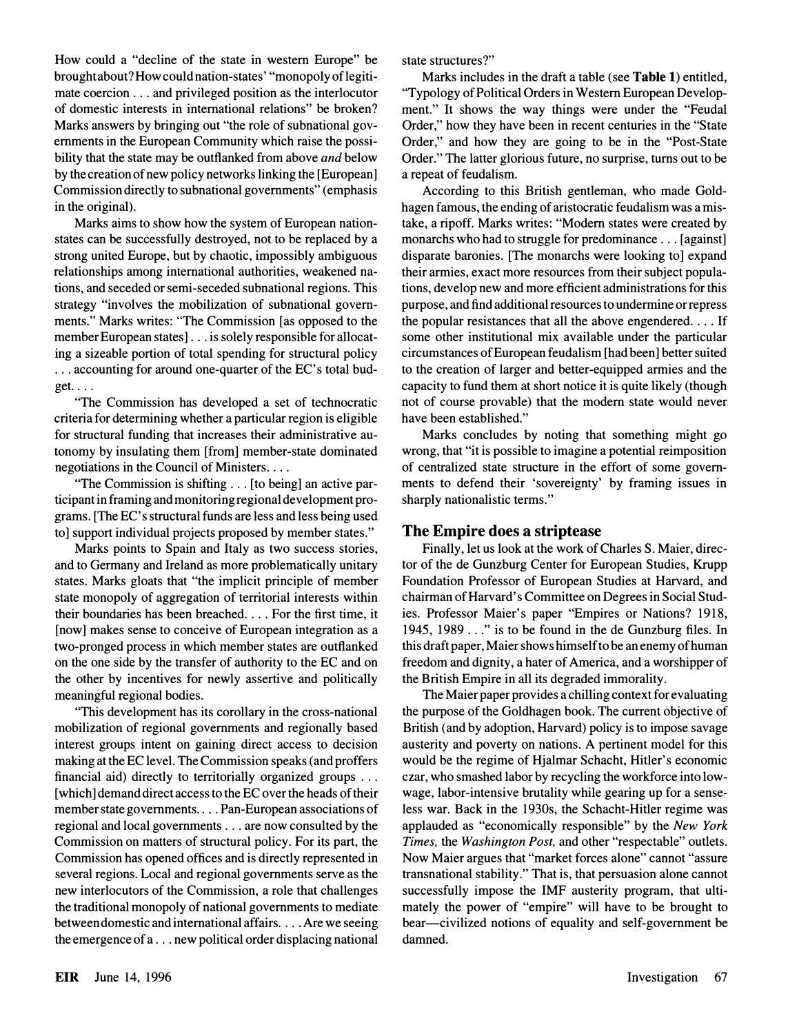How could a "decline of the state in western Europe" be brought about? How could nation-states' "monopoly of legitimate coercion . . . and privileged position as the interlocutor of domestic interests in international relations" be broken? Marks answers by bringing out "the role of subnational governments in the European Community which raise the possibility that the state may be outflanked from above *and* below by the creation of new policy networks linking the [European] Commission directly to subnational governments" (emphasis in the original).

Marks aims to show how the system of European nation-states can be successfully destroyed, not to be replaced by a strong united Europe, but by chaotic, impossibly ambiguous relationships among international authorities, weakened nations, and seceded or semi-seceded subnational regions. This strategy "involves the mobilization of subnational governments." Marks writes: "The Commission [as opposed to the member European states] . . . is solely responsible for allocating a sizeable portion of total spending for structural policy . . . accounting for around one-quarter of the EC's total budget. . . .

"The Commission has developed a set of technocratic criteria for determining whether a particular region is eligible for structural funding that increases their administrative autonomy by insulating them [from] member-state dominated negotiations in the Council of Ministers. . . .

"The Commission is shifting . . . [to being] an active participant in framing and monitoring regional development programs. [The EC's structural funds are less and less being used to] support individual projects proposed by member states."

Marks points to Spain and Italy as two success stories, and to Germany and Ireland as more problematically unitary states. Marks gloats that "the implicit principle of member state monopoly of aggregation of territorial interests within their boundaries has been breached. . . . For the first time, it [now] makes sense to conceive of European integration as a two-pronged process in which member states are outflanked on the one side by the transfer of authority to the EC and on the other by incentives for newly assertive and politically meaningful regional bodies.

"This development has its corollary in the cross-national mobilization of regional governments and regionally based interest groups intent on gaining direct access to decision making at the EC level. The Commission speaks (and proffers financial aid) directly to territorially organized groups . . . [which] demand direct access to the EC over the heads of their member state governments. . . . Pan-European associations of regional and local governments . . . are now consulted by the Commission on matters of structural policy. For its part, the Commission has opened offices and is directly represented in several regions. Local and regional governments serve as the new interlocutors of the Commission, a role that challenges the traditional monopoly of national governments to mediate between domestic and international affairs. . . . Are we seeing the emergence of a . . . new political order displacing national state structures?"

Marks includes in the draft a table (see **Table 1**) entitled, "Typology of Political Orders in Western European Development." It shows the way things were under the "Feudal Order," how they have been in recent centuries in the "State Order," and how they are going to be in the "Post-State Order." The latter glorious future, no surprise, turns out to be a repeat of feudalism.

According to this British gentleman, who made Goldhagen famous, the ending of aristocratic feudalism was a mistake, a ripoff. Marks writes: "Modern states were created by monarchs who had to struggle for predominance . . . [against] disparate baronies. [The monarchs were looking to] expand their armies, exact more resources from their subject populations, develop new and more efficient administrations for this purpose, and find additional resources to undermine or repress the popular resistances that all the above engendered. . . . If some other institutional mix available under the particular circumstances of European feudalism [had been] better suited to the creation of larger and better-equipped armies and the capacity to fund them at short notice it is quite likely (though not of course provable) that the modern state would never have been established."

Marks concludes by noting that something might go wrong, that "it is possible to imagine a potential reimposition of centralized state structure in the effort of some governments to defend their 'sovereignty' by framing issues in sharply nationalistic terms."

## The Empire does a striptease

Finally, let us look at the work of Charles S. Maier, director of the de Gunzburg Center for European Studies, Krupp Foundation Professor of European Studies at Harvard, and chairman of Harvard's Committee on Degrees in Social Studies. Professor Maier's paper "Empires or Nations? 1918, 1945, 1989 . . ." is to be found in the de Gunzburg files. In this draft paper, Maier shows himself to be an enemy of human freedom and dignity, a hater of America, and a worshipper of the British Empire in all its degraded immorality.

The Maier paper provides a chilling context for evaluating the purpose of the Goldhagen book. The current objective of British (and by adoption, Harvard) policy is to impose savage austerity and poverty on nations. A pertinent model for this would be the regime of Hjalmar Schacht, Hitler's economic czar, who smashed labor by recycling the workforce into low-wage, labor-intensive brutality while gearing up for a senseless war. Back in the 1930s, the Schacht-Hitler regime was applauded as "economically responsible" by the *New York Times*, the *Washington Post*, and other "respectable" outlets. Now Maier argues that "market forces alone" cannot "assure transnational stability." That is, that persuasion alone cannot successfully impose the IMF austerity program, that ultimately the power of "empire" will have to be brought to bear—civilized notions of equality and self-government be damned.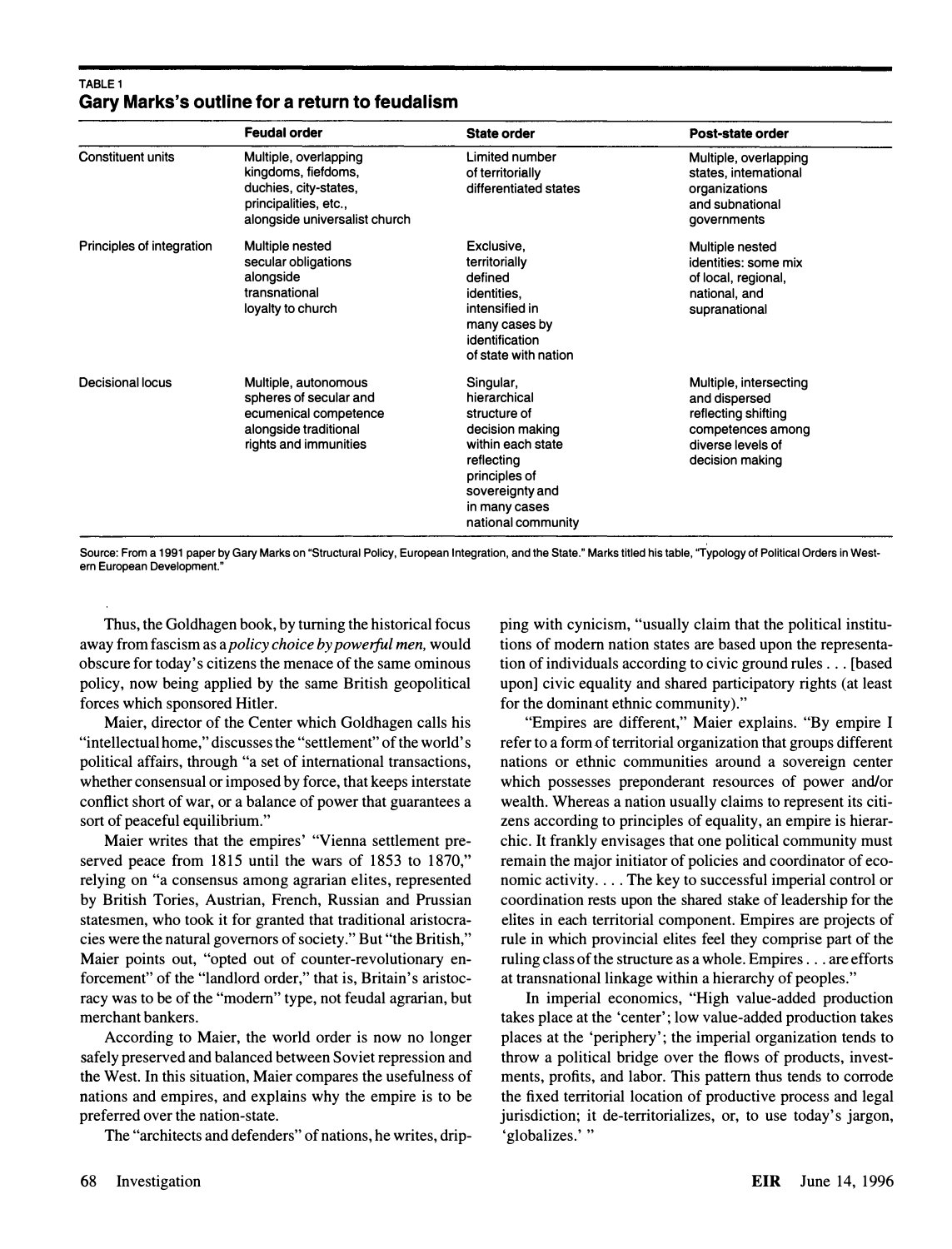TABLE 1

**Gary Marks's outline for a return to feudalism**

| | Feudal order | State order | Post-state order |
|---|---|---|---|
| Constituent units | Multiple, overlapping kingdoms, fiefdoms, duchies, city-states, principalities, etc., alongside universalist church | Limited number of territorially differentiated states | Multiple, overlapping states, international organizations and subnational governments |
| Principles of integration | Multiple nested secular obligations alongside transnational loyalty to church | Exclusive, territorially defined identities, intensified in many cases by identification of state with nation | Multiple nested identities: some mix of local, regional, national, and supranational |
| Decisional locus | Multiple, autonomous spheres of secular and ecumenical competence alongside traditional rights and immunities | Singular, hierarchical structure of decision making within each state reflecting principles of sovereignty and in many cases national community | Multiple, intersecting and dispersed reflecting shifting competences among diverse levels of decision making |

Source: From a 1991 paper by Gary Marks on "Structural Policy, European Integration, and the State." Marks titled his table, "Typology of Political Orders in Western European Development."

Thus, the Goldhagen book, by turning the historical focus away from fascism as a *policy choice by powerful men,* would obscure for today's citizens the menace of the same ominous policy, now being applied by the same British geopolitical forces which sponsored Hitler.

Maier, director of the Center which Goldhagen calls his "intellectual home," discusses the "settlement" of the world's political affairs, through "a set of international transactions, whether consensual or imposed by force, that keeps interstate conflict short of war, or a balance of power that guarantees a sort of peaceful equilibrium."

Maier writes that the empires' "Vienna settlement preserved peace from 1815 until the wars of 1853 to 1870," relying on "a consensus among agrarian elites, represented by British Tories, Austrian, French, Russian and Prussian statesmen, who took it for granted that traditional aristocracies were the natural governors of society." But "the British," Maier points out, "opted out of counter-revolutionary enforcement" of the "landlord order," that is, Britain's aristocracy was to be of the "modern" type, not feudal agrarian, but merchant bankers.

According to Maier, the world order is now no longer safely preserved and balanced between Soviet repression and the West. In this situation, Maier compares the usefulness of nations and empires, and explains why the empire is to be preferred over the nation-state.

The "architects and defenders" of nations, he writes, dripping with cynicism, "usually claim that the political institutions of modern nation states are based upon the representation of individuals according to civic ground rules . . . [based upon] civic equality and shared participatory rights (at least for the dominant ethnic community)."

"Empires are different," Maier explains. "By empire I refer to a form of territorial organization that groups different nations or ethnic communities around a sovereign center which possesses preponderant resources of power and/or wealth. Whereas a nation usually claims to represent its citizens according to principles of equality, an empire is hierarchic. It frankly envisages that one political community must remain the major initiator of policies and coordinator of economic activity. . . . The key to successful imperial control or coordination rests upon the shared stake of leadership for the elites in each territorial component. Empires are projects of rule in which provincial elites feel they comprise part of the ruling class of the structure as a whole. Empires . . . are efforts at transnational linkage within a hierarchy of peoples."

In imperial economics, "High value-added production takes place at the 'center'; low value-added production takes places at the 'periphery'; the imperial organization tends to throw a political bridge over the flows of products, investments, profits, and labor. This pattern thus tends to corrode the fixed territorial location of productive process and legal jurisdiction; it de-territorializes, or, to use today's jargon, 'globalizes.' "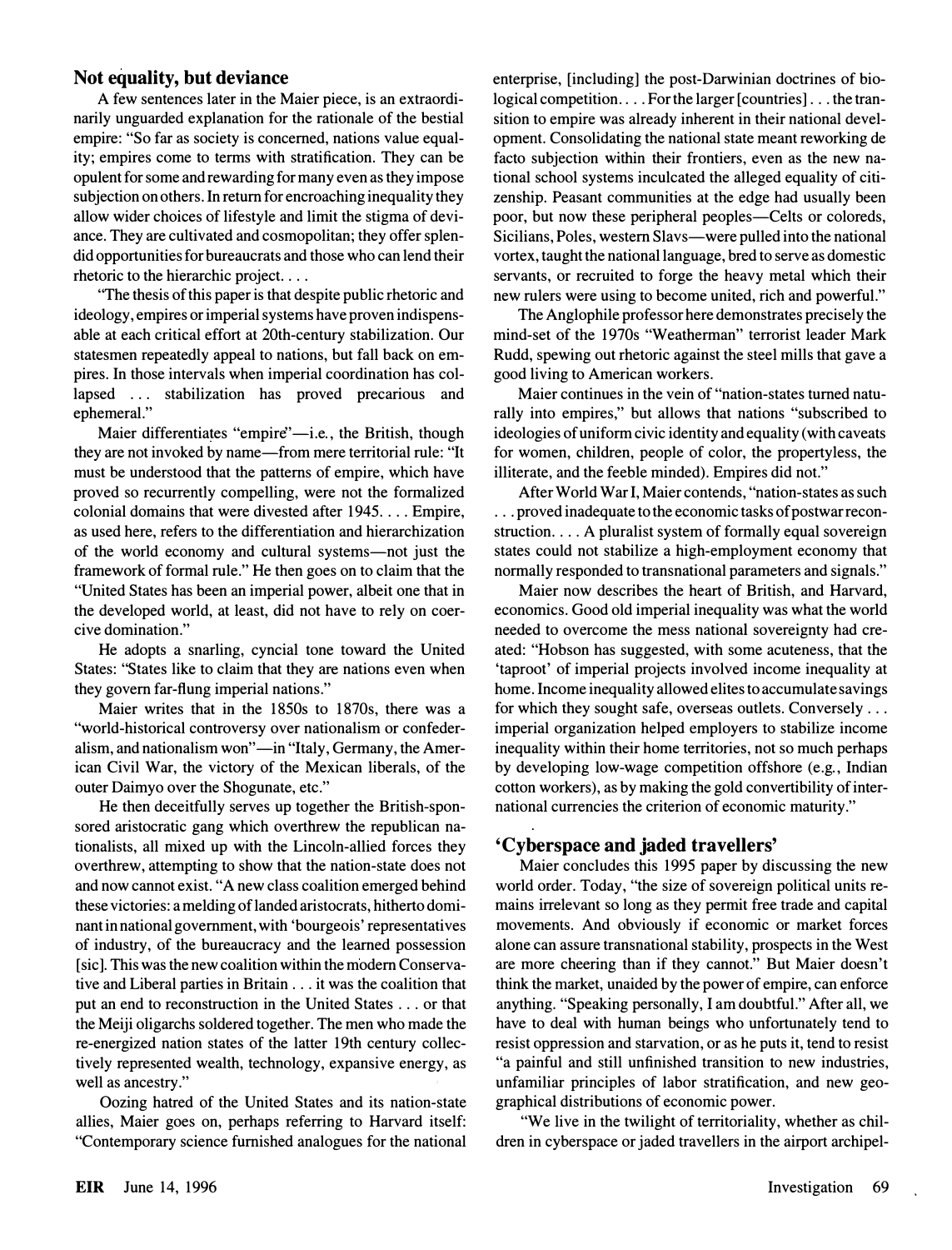## Not equality, but deviance

A few sentences later in the Maier piece, is an extraordinarily unguarded explanation for the rationale of the bestial empire: "So far as society is concerned, nations value equality; empires come to terms with stratification. They can be opulent for some and rewarding for many even as they impose subjection on others. In return for encroaching inequality they allow wider choices of lifestyle and limit the stigma of deviance. They are cultivated and cosmopolitan; they offer splendid opportunities for bureaucrats and those who can lend their rhetoric to the hierarchic project. . . .

"The thesis of this paper is that despite public rhetoric and ideology, empires or imperial systems have proven indispensable at each critical effort at 20th-century stabilization. Our statesmen repeatedly appeal to nations, but fall back on empires. In those intervals when imperial coordination has collapsed . . . stabilization has proved precarious and ephemeral."

Maier differentiates "empire"—i.e., the British, though they are not invoked by name—from mere territorial rule: "It must be understood that the patterns of empire, which have proved so recurrently compelling, were not the formalized colonial domains that were divested after 1945. . . . Empire, as used here, refers to the differentiation and hierarchization of the world economy and cultural systems—not just the framework of formal rule." He then goes on to claim that the "United States has been an imperial power, albeit one that in the developed world, at least, did not have to rely on coercive domination."

He adopts a snarling, cyncial tone toward the United States: "States like to claim that they are nations even when they govern far-flung imperial nations."

Maier writes that in the 1850s to 1870s, there was a "world-historical controversy over nationalism or confederalism, and nationalism won"—in "Italy, Germany, the American Civil War, the victory of the Mexican liberals, of the outer Daimyo over the Shogunate, etc."

He then deceitfully serves up together the British-sponsored aristocratic gang which overthrew the republican nationalists, all mixed up with the Lincoln-allied forces they overthrew, attempting to show that the nation-state does not and now cannot exist. "A new class coalition emerged behind these victories: a melding of landed aristocrats, hitherto dominant in national government, with 'bourgeois' representatives of industry, of the bureaucracy and the learned possession [sic]. This was the new coalition within the modern Conservative and Liberal parties in Britain . . . it was the coalition that put an end to reconstruction in the United States . . . or that the Meiji oligarchs soldered together. The men who made the re-energized nation states of the latter 19th century collectively represented wealth, technology, expansive energy, as well as ancestry."

Oozing hatred of the United States and its nation-state allies, Maier goes on, perhaps referring to Harvard itself: "Contemporary science furnished analogues for the national enterprise, [including] the post-Darwinian doctrines of biological competition. . . . For the larger [countries] . . . the transition to empire was already inherent in their national development. Consolidating the national state meant reworking de facto subjection within their frontiers, even as the new national school systems inculcated the alleged equality of citizenship. Peasant communities at the edge had usually been poor, but now these peripheral peoples—Celts or coloreds, Sicilians, Poles, western Slavs—were pulled into the national vortex, taught the national language, bred to serve as domestic servants, or recruited to forge the heavy metal which their new rulers were using to become united, rich and powerful."

The Anglophile professor here demonstrates precisely the mind-set of the 1970s "Weatherman" terrorist leader Mark Rudd, spewing out rhetoric against the steel mills that gave a good living to American workers.

Maier continues in the vein of "nation-states turned naturally into empires," but allows that nations "subscribed to ideologies of uniform civic identity and equality (with caveats for women, children, people of color, the propertyless, the illiterate, and the feeble minded). Empires did not."

After World War I, Maier contends, "nation-states as such . . . proved inadequate to the economic tasks of postwar reconstruction. . . . A pluralist system of formally equal sovereign states could not stabilize a high-employment economy that normally responded to transnational parameters and signals."

Maier now describes the heart of British, and Harvard, economics. Good old imperial inequality was what the world needed to overcome the mess national sovereignty had created: "Hobson has suggested, with some acuteness, that the 'taproot' of imperial projects involved income inequality at home. Income inequality allowed elites to accumulate savings for which they sought safe, overseas outlets. Conversely . . . imperial organization helped employers to stabilize income inequality within their home territories, not so much perhaps by developing low-wage competition offshore (e.g., Indian cotton workers), as by making the gold convertibility of international currencies the criterion of economic maturity."

## 'Cyberspace and jaded travellers'

Maier concludes this 1995 paper by discussing the new world order. Today, "the size of sovereign political units remains irrelevant so long as they permit free trade and capital movements. And obviously if economic or market forces alone can assure transnational stability, prospects in the West are more cheering than if they cannot." But Maier doesn't think the market, unaided by the power of empire, can enforce anything. "Speaking personally, I am doubtful." After all, we have to deal with human beings who unfortunately tend to resist oppression and starvation, or as he puts it, tend to resist "a painful and still unfinished transition to new industries, unfamiliar principles of labor stratification, and new geographical distributions of economic power.

"We live in the twilight of territoriality, whether as children in cyberspace or jaded travellers in the airport archipel-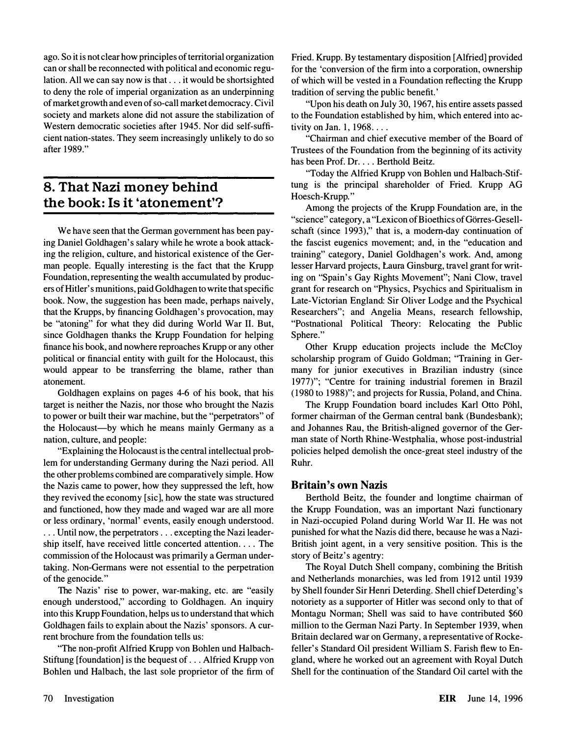ago. So it is not clear how principles of territorial organization can or shall be reconnected with political and economic regulation. All we can say now is that . . . it would be shortsighted to deny the role of imperial organization as an underpinning of market growth and even of so-call market democracy. Civil society and markets alone did not assure the stabilization of Western democratic societies after 1945. Nor did self-sufficient nation-states. They seem increasingly unlikely to do so after 1989."

## 8. That Nazi money behind the book: Is it 'atonement'?

We have seen that the German government has been paying Daniel Goldhagen's salary while he wrote a book attacking the religion, culture, and historical existence of the German people. Equally interesting is the fact that the Krupp Foundation, representing the wealth accumulated by producers of Hitler's munitions, paid Goldhagen to write that specific book. Now, the suggestion has been made, perhaps naively, that the Krupps, by financing Goldhagen's provocation, may be "atoning" for what they did during World War II. But, since Goldhagen thanks the Krupp Foundation for helping finance his book, and nowhere reproaches Krupp or any other political or financial entity with guilt for the Holocaust, this would appear to be transferring the blame, rather than atonement.

Goldhagen explains on pages 4-6 of his book, that his target is neither the Nazis, nor those who brought the Nazis to power or built their war machine, but the "perpetrators" of the Holocaust—by which he means mainly Germany as a nation, culture, and people:

"Explaining the Holocaust is the central intellectual problem for understanding Germany during the Nazi period. All the other problems combined are comparatively simple. How the Nazis came to power, how they suppressed the left, how they revived the economy [sic], how the state was structured and functioned, how they made and waged war are all more or less ordinary, 'normal' events, easily enough understood. . . . Until now, the perpetrators . . . excepting the Nazi leadership itself, have received little concerted attention. . . . The commission of the Holocaust was primarily a German undertaking. Non-Germans were not essential to the perpetration of the genocide."

The Nazis' rise to power, war-making, etc. are "easily enough understood," according to Goldhagen. An inquiry into this Krupp Foundation, helps us to understand that which Goldhagen fails to explain about the Nazis' sponsors. A current brochure from the foundation tells us:

"The non-profit Alfried Krupp von Bohlen und Halbach-Stiftung [foundation] is the bequest of . . . Alfried Krupp von Bohlen und Halbach, the last sole proprietor of the firm of Fried. Krupp. By testamentary disposition [Alfried] provided for the 'conversion of the firm into a corporation, ownership of which will be vested in a Foundation reflecting the Krupp tradition of serving the public benefit.'

"Upon his death on July 30, 1967, his entire assets passed to the Foundation established by him, which entered into activity on Jan. 1, 1968. . . .

"Chairman and chief executive member of the Board of Trustees of the Foundation from the beginning of its activity has been Prof. Dr. . . . Berthold Beitz.

"Today the Alfried Krupp von Bohlen und Halbach-Stiftung is the principal shareholder of Fried. Krupp AG Hoesch-Krupp."

Among the projects of the Krupp Foundation are, in the "science" category, a "Lexicon of Bioethics of Görres-Gesellschaft (since 1993)," that is, a modern-day continuation of the fascist eugenics movement; and, in the "education and training" category, Daniel Goldhagen's work. And, among lesser Harvard projects, Łaura Ginsburg, travel grant for writing on "Spain's Gay Rights Movement"; Nani Clow, travel grant for research on "Physics, Psychics and Spiritualism in Late-Victorian England: Sir Oliver Lodge and the Psychical Researchers"; and Angelia Means, research fellowship, "Postnational Political Theory: Relocating the Public Sphere."

Other Krupp education projects include the McCloy scholarship program of Guido Goldman; "Training in Germany for junior executives in Brazilian industry (since 1977)"; "Centre for training industrial foremen in Brazil (1980 to 1988)"; and projects for Russia, Poland, and China.

The Krupp Foundation board includes Karl Otto Pöhl, former chairman of the German central bank (Bundesbank); and Johannes Rau, the British-aligned governor of the German state of North Rhine-Westphalia, whose post-industrial policies helped demolish the once-great steel industry of the Ruhr.

### Britain's own Nazis

Berthold Beitz, the founder and longtime chairman of the Krupp Foundation, was an important Nazi functionary in Nazi-occupied Poland during World War II. He was not punished for what the Nazis did there, because he was a Nazi-British joint agent, in a very sensitive position. This is the story of Beitz's agentry:

The Royal Dutch Shell company, combining the British and Netherlands monarchies, was led from 1912 until 1939 by Shell founder Sir Henri Deterding. Shell chief Deterding's notoriety as a supporter of Hitler was second only to that of Montagu Norman; Shell was said to have contributed $60 million to the German Nazi Party. In September 1939, when Britain declared war on Germany, a representative of Rockefeller's Standard Oil president William S. Farish flew to England, where he worked out an agreement with Royal Dutch Shell for the continuation of the Standard Oil cartel with the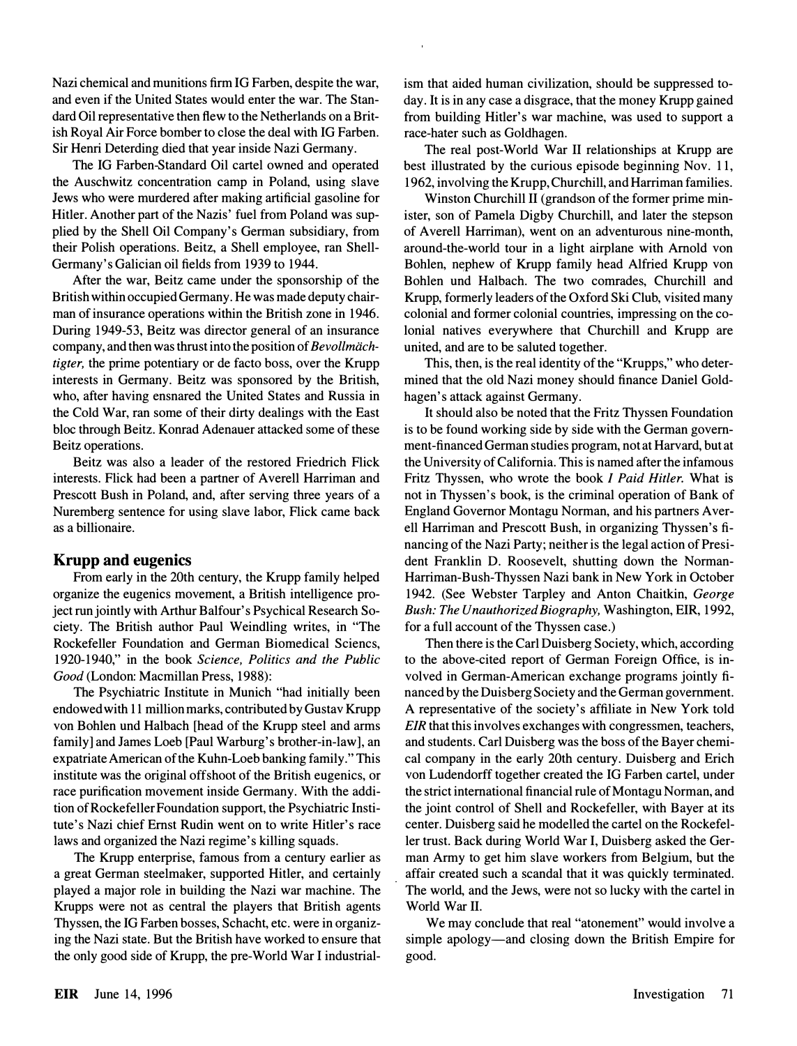Nazi chemical and munitions firm IG Farben, despite the war, and even if the United States would enter the war. The Standard Oil representative then flew to the Netherlands on a British Royal Air Force bomber to close the deal with IG Farben. Sir Henri Deterding died that year inside Nazi Germany.

The IG Farben-Standard Oil cartel owned and operated the Auschwitz concentration camp in Poland, using slave Jews who were murdered after making artificial gasoline for Hitler. Another part of the Nazis' fuel from Poland was supplied by the Shell Oil Company's German subsidiary, from their Polish operations. Beitz, a Shell employee, ran Shell-Germany's Galician oil fields from 1939 to 1944.

After the war, Beitz came under the sponsorship of the British within occupied Germany. He was made deputy chairman of insurance operations within the British zone in 1946. During 1949-53, Beitz was director general of an insurance company, and then was thrust into the position of *Bevollmächtigter*, the prime potentiary or de facto boss, over the Krupp interests in Germany. Beitz was sponsored by the British, who, after having ensnared the United States and Russia in the Cold War, ran some of their dirty dealings with the East bloc through Beitz. Konrad Adenauer attacked some of these Beitz operations.

Beitz was also a leader of the restored Friedrich Flick interests. Flick had been a partner of Averell Harriman and Prescott Bush in Poland, and, after serving three years of a Nuremberg sentence for using slave labor, Flick came back as a billionaire.

## Krupp and eugenics

From early in the 20th century, the Krupp family helped organize the eugenics movement, a British intelligence project run jointly with Arthur Balfour's Psychical Research Society. The British author Paul Weindling writes, in "The Rockefeller Foundation and German Biomedical Sciencs, 1920-1940," in the book *Science, Politics and the Public Good* (London: Macmillan Press, 1988):

The Psychiatric Institute in Munich "had initially been endowed with 11 million marks, contributed by Gustav Krupp von Bohlen und Halbach [head of the Krupp steel and arms family] and James Loeb [Paul Warburg's brother-in-law], an expatriate American of the Kuhn-Loeb banking family." This institute was the original offshoot of the British eugenics, or race purification movement inside Germany. With the addition of Rockefeller Foundation support, the Psychiatric Institute's Nazi chief Ernst Rudin went on to write Hitler's race laws and organized the Nazi regime's killing squads.

The Krupp enterprise, famous from a century earlier as a great German steelmaker, supported Hitler, and certainly played a major role in building the Nazi war machine. The Krupps were not as central the players that British agents Thyssen, the IG Farben bosses, Schacht, etc. were in organizing the Nazi state. But the British have worked to ensure that the only good side of Krupp, the pre-World War I industrialism that aided human civilization, should be suppressed today. It is in any case a disgrace, that the money Krupp gained from building Hitler's war machine, was used to support a race-hater such as Goldhagen.

The real post-World War II relationships at Krupp are best illustrated by the curious episode beginning Nov. 11, 1962, involving the Krupp, Churchill, and Harriman families.

Winston Churchill II (grandson of the former prime minister, son of Pamela Digby Churchill, and later the stepson of Averell Harriman), went on an adventurous nine-month, around-the-world tour in a light airplane with Arnold von Bohlen, nephew of Krupp family head Alfried Krupp von Bohlen und Halbach. The two comrades, Churchill and Krupp, formerly leaders of the Oxford Ski Club, visited many colonial and former colonial countries, impressing on the colonial natives everywhere that Churchill and Krupp are united, and are to be saluted together.

This, then, is the real identity of the "Krupps," who determined that the old Nazi money should finance Daniel Goldhagen's attack against Germany.

It should also be noted that the Fritz Thyssen Foundation is to be found working side by side with the German government-financed German studies program, not at Harvard, but at the University of California. This is named after the infamous Fritz Thyssen, who wrote the book *I Paid Hitler.* What is not in Thyssen's book, is the criminal operation of Bank of England Governor Montagu Norman, and his partners Averell Harriman and Prescott Bush, in organizing Thyssen's financing of the Nazi Party; neither is the legal action of President Franklin D. Roosevelt, shutting down the Norman-Harriman-Bush-Thyssen Nazi bank in New York in October 1942. (See Webster Tarpley and Anton Chaitkin, *George Bush: The Unauthorized Biography,* Washington, EIR, 1992, for a full account of the Thyssen case.)

Then there is the Carl Duisberg Society, which, according to the above-cited report of German Foreign Office, is involved in German-American exchange programs jointly financed by the Duisberg Society and the German government. A representative of the society's affiliate in New York told *EIR* that this involves exchanges with congressmen, teachers, and students. Carl Duisberg was the boss of the Bayer chemical company in the early 20th century. Duisberg and Erich von Ludendorff together created the IG Farben cartel, under the strict international financial rule of Montagu Norman, and the joint control of Shell and Rockefeller, with Bayer at its center. Duisberg said he modelled the cartel on the Rockefeller trust. Back during World War I, Duisberg asked the German Army to get him slave workers from Belgium, but the affair created such a scandal that it was quickly terminated. The world, and the Jews, were not so lucky with the cartel in World War II.

We may conclude that real "atonement" would involve a simple apology—and closing down the British Empire for good.